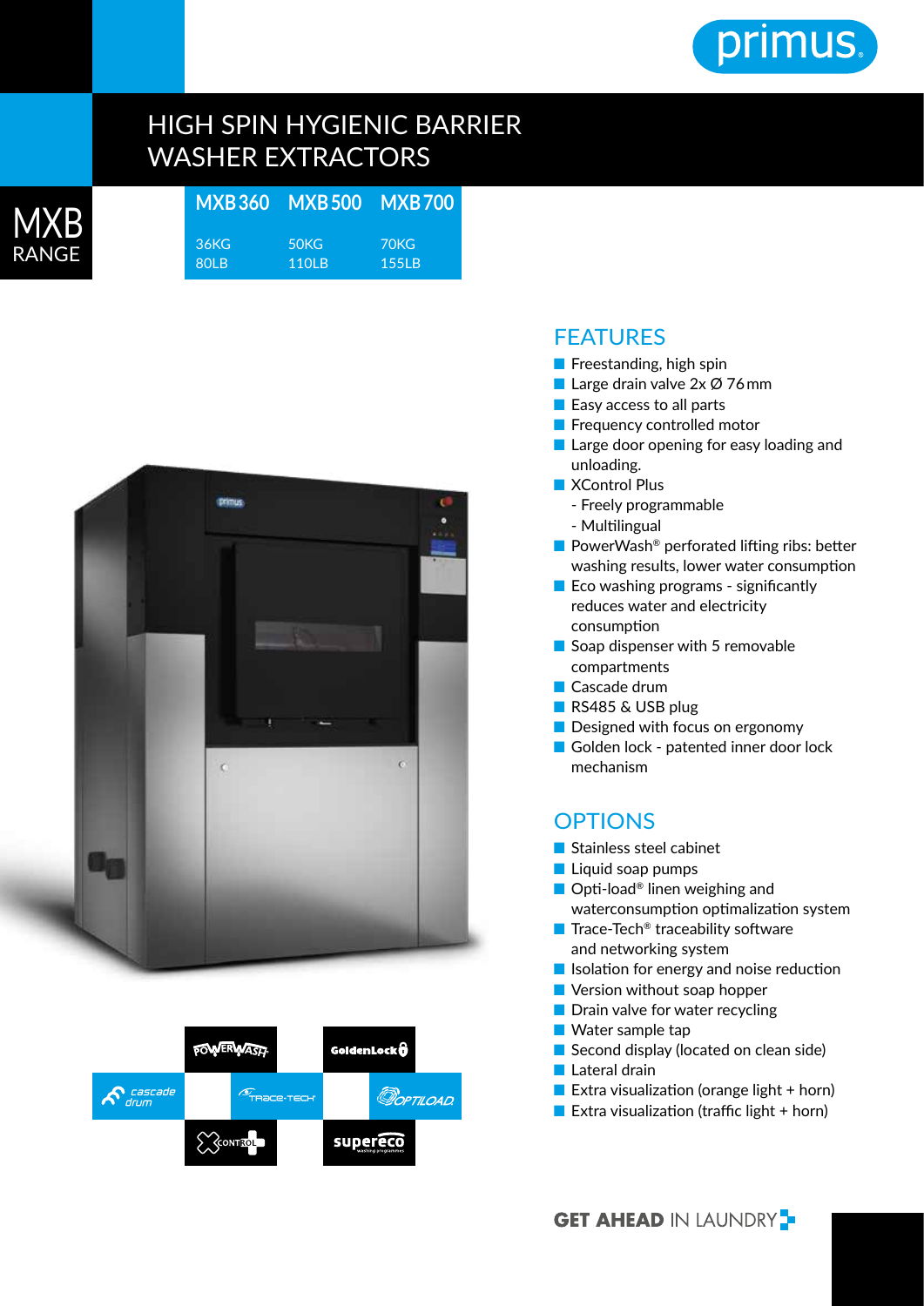# HIGH SPIN HYGIENIC BARRIER WASHER EXTRACTORS

## MXB RANGE

| MXB 360 | MXB 500 | MXB 700 |
| --- | --- | --- |
| 36KG 80LB | 50KG 110LB | 70KG 155LB |

## FEATURES

- Freestanding, high spin
- Large drain valve 2x Ø 76 mm
- Easy access to all parts
- Frequency controlled motor
- Large door opening for easy loading and unloading.
- XControl Plus
  - Freely programmable
  - Multilingual
- PowerWash® perforated lifting ribs: better washing results, lower water consumption
- Eco washing programs - significantly reduces water and electricity consumption
- Soap dispenser with 5 removable compartments
- Cascade drum
- RS485 & USB plug
- Designed with focus on ergonomy
- Golden lock - patented inner door lock mechanism

## OPTIONS

- Stainless steel cabinet
- Liquid soap pumps
- Opti-load® linen weighing and waterconsumption optimalization system
- Trace-Tech® traceability software and networking system
- Isolation for energy and noise reduction
- Version without soap hopper
- Drain valve for water recycling
- Water sample tap
- Second display (located on clean side)
- Lateral drain
- Extra visualization (orange light + horn)
- Extra visualization (traffic light + horn)

POWERWASH | GoldenLock | cascade drum | TRACE-TECH | OPTILOAD | XCONTROL | supereco

**GET AHEAD** IN LAUNDRY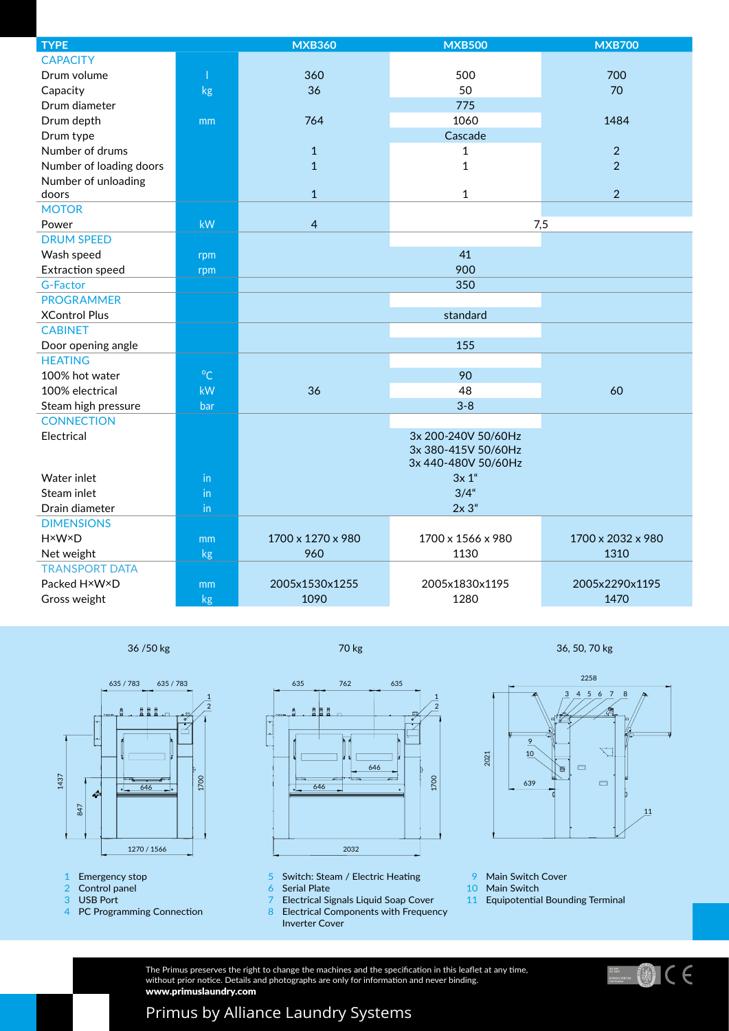| TYPE | | MXB360 | MXB500 | MXB700 |
|---|---|---|---|---|
| CAPACITY | | | | |
| Drum volume | l | 360 | 500 | 700 |
| Capacity | kg | 36 | 50 | 70 |
| Drum diameter | mm | | 775 | |
| Drum depth | mm | 764 | 1060 | 1484 |
| Drum type | | | Cascade | |
| Number of drums | | 1 | 1 | 2 |
| Number of loading doors | | 1 | 1 | 2 |
| Number of unloading doors | | 1 | 1 | 2 |
| MOTOR | | | | |
| Power | kW | 4 | 7,5 | |
| DRUM SPEED | | | | |
| Wash speed | rpm | | 41 | |
| Extraction speed | rpm | | 900 | |
| G-Factor | | | 350 | |
| PROGRAMMER | | | | |
| XControl Plus | | | standard | |
| CABINET | | | | |
| Door opening angle | | | 155 | |
| HEATING | | | | |
| 100% hot water | °C | | 90 | |
| 100% electrical | kW | 36 | 48 | 60 |
| Steam high pressure | bar | | 3-8 | |
| CONNECTION | | | | |
| Electrical | | | 3x 200-240V 50/60Hz<br>3x 380-415V 50/60Hz<br>3x 440-480V 50/60Hz | |
| Water inlet | in | | 3x 1" | |
| Steam inlet | in | | 3/4" | |
| Drain diameter | in | | 2x 3" | |
| DIMENSIONS | | | | |
| H×W×D | mm | 1700 x 1270 x 980 | 1700 x 1566 x 980 | 1700 x 2032 x 980 |
| Net weight | kg | 960 | 1130 | 1310 |
| TRANSPORT DATA | | | | |
| Packed H×W×D | mm | 2005x1530x1255 | 2005x1830x1195 | 2005x2290x1195 |
| Gross weight | kg | 1090 | 1280 | 1470 |

36 /50 kg

635 / 783
635 / 783
1
2
646
1437
847
1700
1270 / 1566

70 kg

635
762
635
1
2
646
646
1700
2032

36, 50, 70 kg

2258
3 4 5 6 7 8
9
10
639
2021
11

1 Emergency stop
2 Control panel
3 USB Port
4 PC Programming Connection
5 Switch: Steam / Electric Heating
6 Serial Plate
7 Electrical Signals Liquid Soap Cover
8 Electrical Components with Frequency Inverter Cover
9 Main Switch Cover
10 Main Switch
11 Equipotential Bounding Terminal

The Primus preserves the right to change the machines and the specification in this leaflet at any time, without prior notice. Details and photographs are only for information and never binding.
**www.primuslaundry.com**

Primus by Alliance Laundry Systems